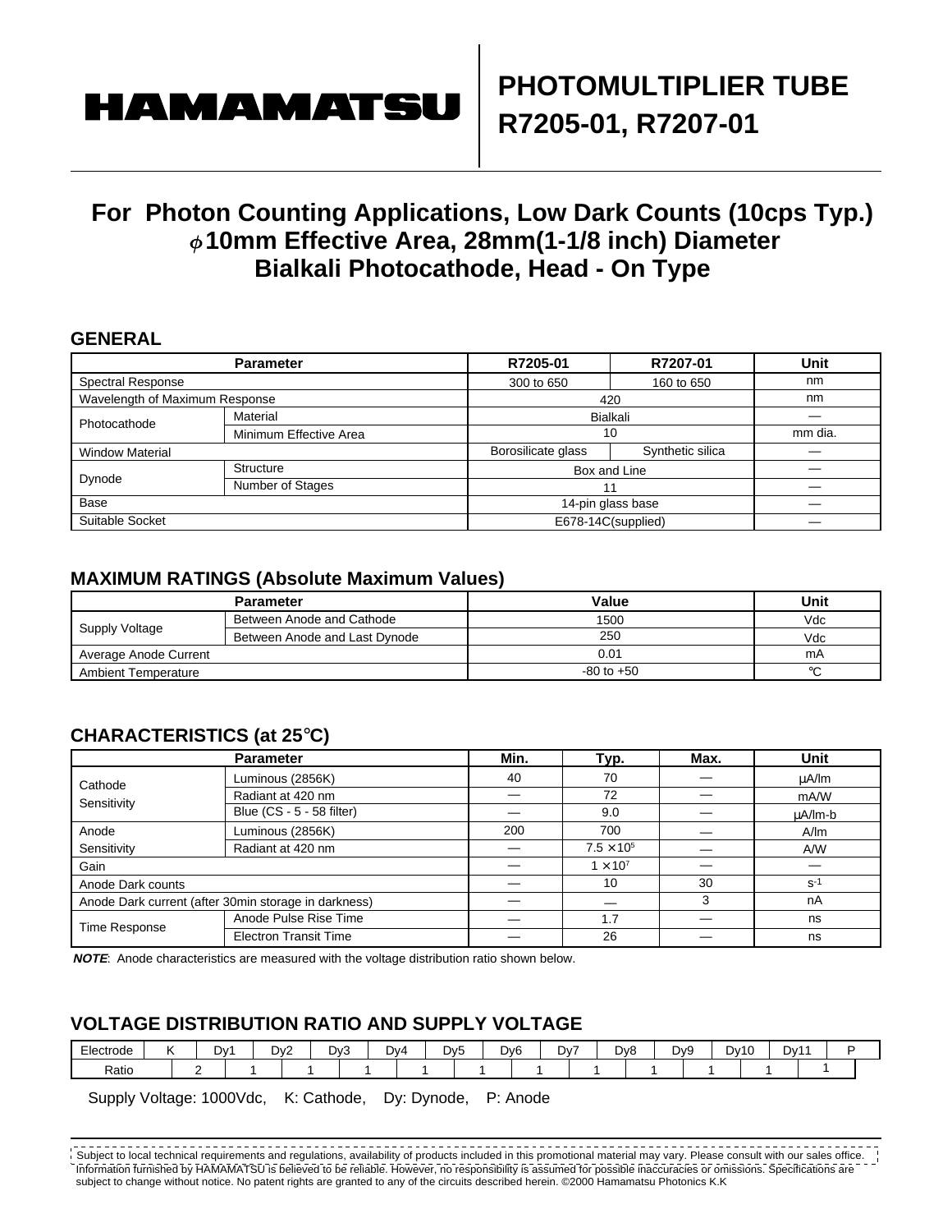# HAMAMATSU

# PHOTOMULTIPLIER TUBE R7205-01, R7207-01

## For Photon Counting Applications, Low Dark Counts (10cps Typ.) $\phi$10mm Effective Area, 28mm(1-1/8 inch) Diameter Bialkali Photocathode, Head - On Type

### GENERAL

| Parameter | | R7205-01 | R7207-01 | Unit |
|---|---|---|---|---|
| Spectral Response | | 300 to 650 | 160 to 650 | nm |
| Wavelength of Maximum Response | | 420 | | nm |
| Photocathode | Material | Bialkali | | — |
| | Minimum Effective Area | 10 | | mm dia. |
| Window Material | | Borosilicate glass | Synthetic silica | — |
| Dynode | Structure | Box and Line | | — |
| | Number of Stages | 11 | | — |
| Base | | 14-pin glass base | | — |
| Suitable Socket | | E678-14C(supplied) | | — |

### MAXIMUM RATINGS (Absolute Maximum Values)

| Parameter | | Value | Unit |
|---|---|---|---|
| Supply Voltage | Between Anode and Cathode | 1500 | Vdc |
| | Between Anode and Last Dynode | 250 | Vdc |
| Average Anode Current | | 0.01 | mA |
| Ambient Temperature | | -80 to +50 | ℃ |

### CHARACTERISTICS (at 25℃)

| Parameter | | Min. | Typ. | Max. | Unit |
|---|---|---|---|---|---|
| Cathode Sensitivity | Luminous (2856K) | 40 | 70 | — | μA/lm |
| | Radiant at 420 nm | — | 72 | — | mA/W |
| | Blue (CS - 5 - 58 filter) | — | 9.0 | — | μA/lm-b |
| Anode Sensitivity | Luminous (2856K) | 200 | 700 | — | A/lm |
| | Radiant at 420 nm | — | $7.5 \times 10^5$ | — | A/W |
| Gain | | — | $1 \times 10^7$ | — | — |
| Anode Dark counts | | — | 10 | 30 | $s^{-1}$ |
| Anode Dark current (after 30min storage in darkness) | | — | — | 3 | nA |
| Time Response | Anode Pulse Rise Time | — | 1.7 | — | ns |
| | Electron Transit Time | — | 26 | — | ns |

***NOTE***: Anode characteristics are measured with the voltage distribution ratio shown below.

### VOLTAGE DISTRIBUTION RATIO AND SUPPLY VOLTAGE

| Electrode | K | | Dy1 | | Dy2 | | Dy3 | | Dy4 | | Dy5 | | Dy6 | | Dy7 | | Dy8 | | Dy9 | | Dy10 | | Dy11 | | P |
|---|---|---|---|---|---|---|---|---|---|---|---|---|---|---|---|---|---|---|---|---|---|---|---|---|---|
| Ratio | | 2 | | 1 | | 1 | | 1 | | 1 | | 1 | | 1 | | 1 | | 1 | | 1 | | 1 | | 1 | |

Supply Voltage: 1000Vdc, K: Cathode, Dy: Dynode, P: Anode

Subject to local technical requirements and regulations, availability of products included in this promotional material may vary. Please consult with our sales office.
Information furnished by HAMAMATSU is believed to be reliable. However, no responsibility is assumed for possible inaccuracies or omissions. Specifications are subject to change without notice. No patent rights are granted to any of the circuits described herein. ©2000 Hamamatsu Photonics K.K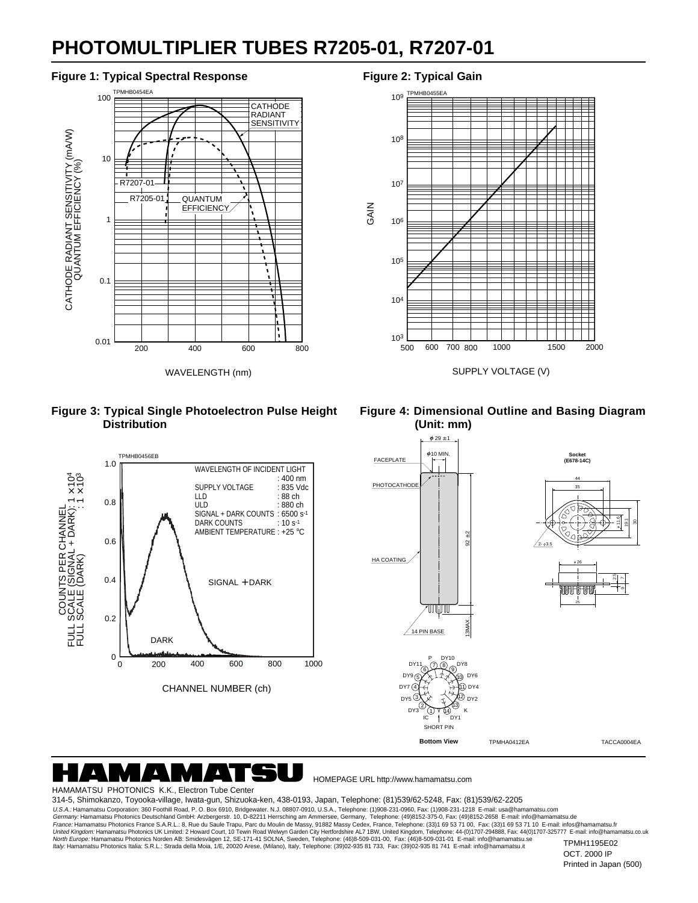# PHOTOMULTIPLIER TUBES R7205-01, R7207-01

## Figure 1: Typical Spectral Response

TPMHB0454EA

CATHODE RADIANT SENSITIVITY (mA/W)
QUANTUM EFFICIENCY (%)

100
10
1
0.1
0.01

200 400 600 800

WAVELENGTH (nm)

CATHODE RADIANT SENSITIVITY

R7207-01

R7205-01

QUANTUM EFFICIENCY

## Figure 2: Typical Gain

TPMHB0455EA

GAIN

$10^9$
$10^8$
$10^7$
$10^6$
$10^5$
$10^4$
$10^3$

500 600 700 800 1000 1500 2000

SUPPLY VOLTAGE (V)

## Figure 3: Typical Single Photoelectron Pulse Height Distribution

TPMHB0456EB

COUNTS PER CHANNEL
FULL SCALE (SIGNAL + DARK): 1 $\times 10^4$
FULL SCALE (DARK) : 1 $\times 10^3$

1.0
0.8
0.6
0.4
0.2
0

0 200 400 600 800 1000

CHANNEL NUMBER (ch)

WAVELENGTH OF INCIDENT LIGHT : 400 nm
SUPPLY VOLTAGE : 835 Vdc
LLD : 88 ch
ULD : 880 ch
SIGNAL + DARK COUNTS : 6500 $s^{-1}$
DARK COUNTS : 10 $s^{-1}$
AMBIENT TEMPERATURE : +25 °C

SIGNAL + DARK

DARK

## Figure 4: Dimensional Outline and Basing Diagram (Unit: mm)

$\phi$ 29 ± 1

$\phi$10 MIN.

FACEPLATE

PHOTOCATHODE

92 ± 2

HA COATING

13MAX.

14 PIN BASE

Socket (E678-14C)

44
35
2- $\phi$3.5
$\phi$ 11.6
19.1
30
$\phi$ 26
2.5
7
9
25

P DY10 DY11 DY8 DY9 DY6 DY7 DY4 DY5 DY2 DY3 K IC DY1

SHORT PIN

Bottom View

TPMHA0412EA

TACCA0004EA

HAMAMATSU

HOMEPAGE URL http://www.hamamatsu.com

HAMAMATSU PHOTONICS K.K., Electron Tube Center
314-5, Shimokanzo, Toyooka-village, Iwata-gun, Shizuoka-ken, 438-0193, Japan, Telephone: (81)539/62-5248, Fax: (81)539/62-2205

*U.S.A.:* Hamamatsu Corporation: 360 Foothill Road, P. O. Box 6910, Bridgewater. N.J. 08807-0910, U.S.A., Telephone: (1)908-231-0960, Fax: (1)908-231-1218 E-mail: usa@hamamatsu.com
*Germany:* Hamamatsu Photonics Deutschland GmbH: Arzbergerstr. 10, D-82211 Herrsching am Ammersee, Germany, Telephone: (49)8152-375-0, Fax: (49)8152-2658 E-mail: info@hamamatsu.de
*France:* Hamamatsu Photonics France S.A.R.L.: 8, Rue du Saule Trapu, Parc du Moulin de Massy, 91882 Massy Cedex, France, Telephone: (33)1 69 53 71 00, Fax: (33)1 69 53 71 10 E-mail: infos@hamamatsu.fr
*United Kingdom:* Hamamatsu Photonics UK Limited: 2 Howard Court, 10 Tewin Road Welwyn Garden City Hertfordshire AL7 1BW, United Kingdom, Telephone: 44-(0)1707-294888, Fax: 44(0)1707-325777 E-mail: info@hamamatsu.co.uk
*North Europe:* Hamamatsu Photonics Norden AB: Smidesvägen 12, SE-171-41 SOLNA, Sweden, Telephone: (46)8-509-031-00, Fax: (46)8-509-031-01 E-mail: info@hamamatsu.se
*Italy:* Hamamatsu Photonics Italia: S.R.L.: Strada della Moia, 1/E, 20020 Arese, (Milano), Italy, Telephone: (39)02-935 81 733, Fax: (39)02-935 81 741 E-mail: info@hamamatsu.it

TPMH1195E02
OCT. 2000 IP
Printed in Japan (500)